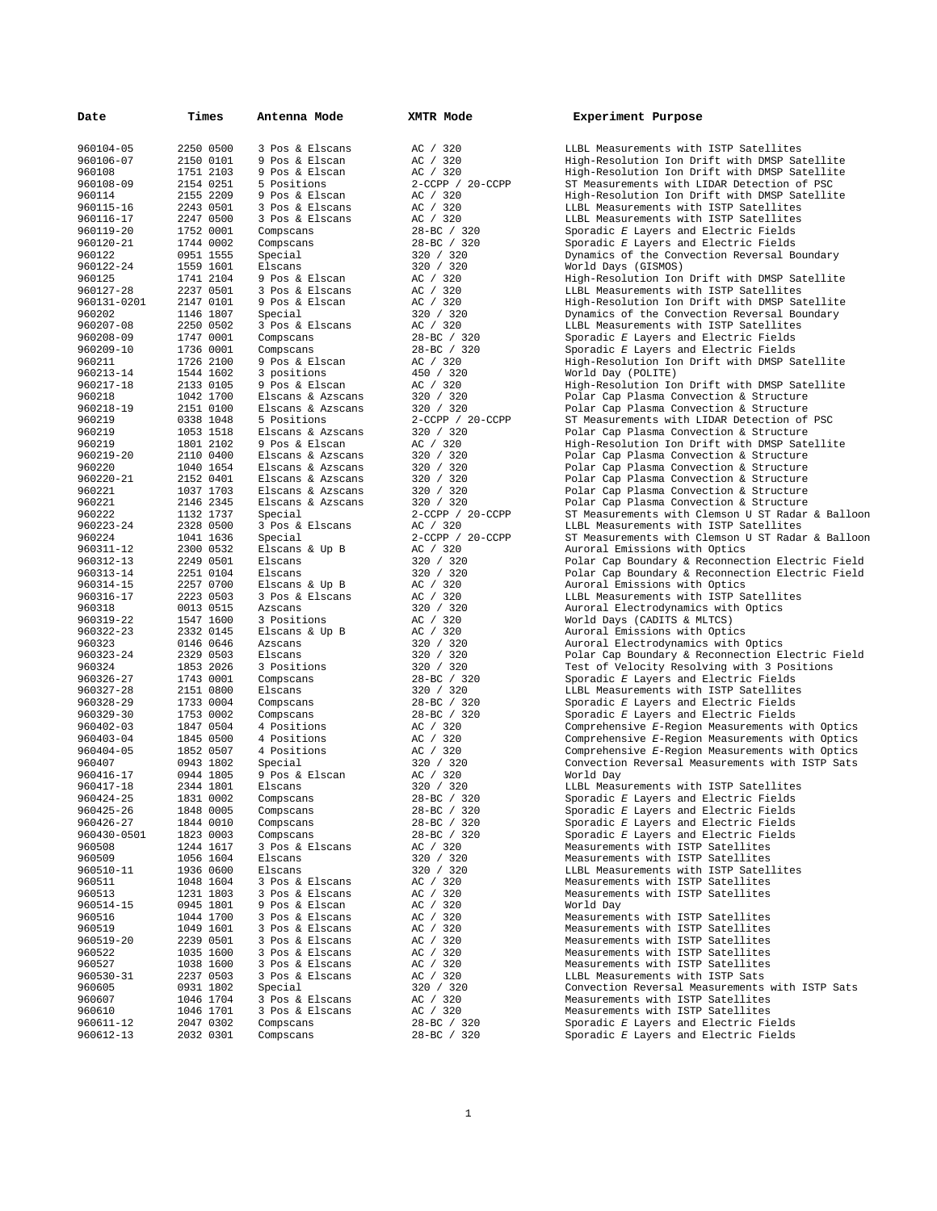| Date | Times | Antenna Mode | XMTR Mode | Experiment Purpose |
|---|---|---|---|---|
| 960104-05 | 2250 0500 | 3 Pos & Elscans | AC / 320 | LLBL Measurements with ISTP Satellites |
| 960106-07 | 2150 0101 | 9 Pos & Elscan | AC / 320 | High-Resolution Ion Drift with DMSP Satellite |
| 960108 | 1751 2103 | 9 Pos & Elscan | AC / 320 | High-Resolution Ion Drift with DMSP Satellite |
| 960108-09 | 2154 0251 | 5 Positions | 2-CCPP / 20-CCPP | ST Measurements with LIDAR Detection of PSC |
| 960114 | 2155 2209 | 9 Pos & Elscan | AC / 320 | High-Resolution Ion Drift with DMSP Satellite |
| 960115-16 | 2243 0501 | 3 Pos & Elscans | AC / 320 | LLBL Measurements with ISTP Satellites |
| 960116-17 | 2247 0500 | 3 Pos & Elscans | AC / 320 | LLBL Measurements with ISTP Satellites |
| 960119-20 | 1752 0001 | Compscans | 28-BC / 320 | Sporadic *E* Layers and Electric Fields |
| 960120-21 | 1744 0002 | Compscans | 28-BC / 320 | Sporadic *E* Layers and Electric Fields |
| 960122 | 0951 1555 | Special | 320 / 320 | Dynamics of the Convection Reversal Boundary |
| 960122-24 | 1559 1601 | Elscans | 320 / 320 | World Days (GISMOS) |
| 960125 | 1741 2104 | 9 Pos & Elscan | AC / 320 | High-Resolution Ion Drift with DMSP Satellite |
| 960127-28 | 2237 0501 | 3 Pos & Elscans | AC / 320 | LLBL Measurements with ISTP Satellites |
| 960131-0201 | 2147 0101 | 9 Pos & Elscan | AC / 320 | High-Resolution Ion Drift with DMSP Satellite |
| 960202 | 1146 1807 | Special | 320 / 320 | Dynamics of the Convection Reversal Boundary |
| 960207-08 | 2250 0502 | 3 Pos & Elscans | AC / 320 | LLBL Measurements with ISTP Satellites |
| 960208-09 | 1747 0001 | Compscans | 28-BC / 320 | Sporadic *E* Layers and Electric Fields |
| 960209-10 | 1736 0001 | Compscans | 28-BC / 320 | Sporadic *E* Layers and Electric Fields |
| 960211 | 1726 2100 | 9 Pos & Elscan | AC / 320 | High-Resolution Ion Drift with DMSP Satellite |
| 960213-14 | 1544 1602 | 3 positions | 450 / 320 | World Day (POLITE) |
| 960217-18 | 2133 0105 | 9 Pos & Elscan | AC / 320 | High-Resolution Ion Drift with DMSP Satellite |
| 960218 | 1042 1700 | Elscans & Azscans | 320 / 320 | Polar Cap Plasma Convection & Structure |
| 960218-19 | 2151 0100 | Elscans & Azscans | 320 / 320 | Polar Cap Plasma Convection & Structure |
| 960219 | 0338 1048 | 5 Positions | 2-CCPP / 20-CCPP | ST Measurements with LIDAR Detection of PSC |
| 960219 | 1053 1518 | Elscans & Azscans | 320 / 320 | Polar Cap Plasma Convection & Structure |
| 960219 | 1801 2102 | 9 Pos & Elscan | AC / 320 | High-Resolution Ion Drift with DMSP Satellite |
| 960219-20 | 2110 0400 | Elscans & Azscans | 320 / 320 | Polar Cap Plasma Convection & Structure |
| 960220 | 1040 1654 | Elscans & Azscans | 320 / 320 | Polar Cap Plasma Convection & Structure |
| 960220-21 | 2152 0401 | Elscans & Azscans | 320 / 320 | Polar Cap Plasma Convection & Structure |
| 960221 | 1037 1703 | Elscans & Azscans | 320 / 320 | Polar Cap Plasma Convection & Structure |
| 960221 | 2146 2345 | Elscans & Azscans | 320 / 320 | Polar Cap Plasma Convection & Structure |
| 960222 | 1132 1737 | Special | 2-CCPP / 20-CCPP | ST Measurements with Clemson U ST Radar & Balloon |
| 960223-24 | 2328 0500 | 3 Pos & Elscans | AC / 320 | LLBL Measurements with ISTP Satellites |
| 960224 | 1041 1636 | Special | 2-CCPP / 20-CCPP | ST Measurements with Clemson U ST Radar & Balloon |
| 960311-12 | 2300 0532 | Elscans & Up B | AC / 320 | Auroral Emissions with Optics |
| 960312-13 | 2249 0501 | Elscans | 320 / 320 | Polar Cap Boundary & Reconnection Electric Field |
| 960313-14 | 2251 0104 | Elscans | 320 / 320 | Polar Cap Boundary & Reconnection Electric Field |
| 960314-15 | 2257 0700 | Elscans & Up B | AC / 320 | Auroral Emissions with Optics |
| 960316-17 | 2223 0503 | 3 Pos & Elscans | AC / 320 | LLBL Measurements with ISTP Satellites |
| 960318 | 0013 0515 | Azscans | 320 / 320 | Auroral Electrodynamics with Optics |
| 960319-22 | 1547 1600 | 3 Positions | AC / 320 | World Days (CADITS & MLTCS) |
| 960322-23 | 2332 0145 | Elscans & Up B | AC / 320 | Auroral Emissions with Optics |
| 960323 | 0146 0646 | Azscans | 320 / 320 | Auroral Electrodynamics with Optics |
| 960323-24 | 2329 0503 | Elscans | 320 / 320 | Polar Cap Boundary & Reconnection Electric Field |
| 960324 | 1853 2026 | 3 Positions | 320 / 320 | Test of Velocity Resolving with 3 Positions |
| 960326-27 | 1743 0001 | Compscans | 28-BC / 320 | Sporadic *E* Layers and Electric Fields |
| 960327-28 | 2151 0800 | Elscans | 320 / 320 | LLBL Measurements with ISTP Satellites |
| 960328-29 | 1733 0004 | Compscans | 28-BC / 320 | Sporadic *E* Layers and Electric Fields |
| 960329-30 | 1753 0002 | Compscans | 28-BC / 320 | Sporadic *E* Layers and Electric Fields |
| 960402-03 | 1847 0504 | 4 Positions | AC / 320 | Comprehensive *E*-Region Measurements with Optics |
| 960403-04 | 1845 0500 | 4 Positions | AC / 320 | Comprehensive *E*-Region Measurements with Optics |
| 960404-05 | 1852 0507 | 4 Positions | AC / 320 | Comprehensive *E*-Region Measurements with Optics |
| 960407 | 0943 1802 | Special | 320 / 320 | Convection Reversal Measurements with ISTP Sats |
| 960416-17 | 0944 1805 | 9 Pos & Elscan | AC / 320 | World Day |
| 960417-18 | 2344 1801 | Elscans | 320 / 320 | LLBL Measurements with ISTP Satellites |
| 960424-25 | 1831 0002 | Compscans | 28-BC / 320 | Sporadic *E* Layers and Electric Fields |
| 960425-26 | 1848 0005 | Compscans | 28-BC / 320 | Sporadic *E* Layers and Electric Fields |
| 960426-27 | 1844 0010 | Compscans | 28-BC / 320 | Sporadic *E* Layers and Electric Fields |
| 960430-0501 | 1823 0003 | Compscans | 28-BC / 320 | Sporadic *E* Layers and Electric Fields |
| 960508 | 1244 1617 | 3 Pos & Elscans | AC / 320 | Measurements with ISTP Satellites |
| 960509 | 1056 1604 | Elscans | 320 / 320 | Measurements with ISTP Satellites |
| 960510-11 | 1936 0600 | Elscans | 320 / 320 | LLBL Measurements with ISTP Satellites |
| 960511 | 1048 1604 | 3 Pos & Elscans | AC / 320 | Measurements with ISTP Satellites |
| 960513 | 1231 1803 | 3 Pos & Elscans | AC / 320 | Measurements with ISTP Satellites |
| 960514-15 | 0945 1801 | 9 Pos & Elscan | AC / 320 | World Day |
| 960516 | 1044 1700 | 3 Pos & Elscans | AC / 320 | Measurements with ISTP Satellites |
| 960519 | 1049 1601 | 3 Pos & Elscans | AC / 320 | Measurements with ISTP Satellites |
| 960519-20 | 2239 0501 | 3 Pos & Elscans | AC / 320 | Measurements with ISTP Satellites |
| 960522 | 1035 1600 | 3 Pos & Elscans | AC / 320 | Measurements with ISTP Satellites |
| 960527 | 1038 1600 | 3 Pos & Elscans | AC / 320 | Measurements with ISTP Satellites |
| 960530-31 | 2237 0503 | 3 Pos & Elscans | AC / 320 | LLBL Measurements with ISTP Sats |
| 960605 | 0931 1802 | Special | 320 / 320 | Convection Reversal Measurements with ISTP Sats |
| 960607 | 1046 1704 | 3 Pos & Elscans | AC / 320 | Measurements with ISTP Satellites |
| 960610 | 1046 1701 | 3 Pos & Elscans | AC / 320 | Measurements with ISTP Satellites |
| 960611-12 | 2047 0302 | Compscans | 28-BC / 320 | Sporadic *E* Layers and Electric Fields |
| 960612-13 | 2032 0301 | Compscans | 28-BC / 320 | Sporadic *E* Layers and Electric Fields |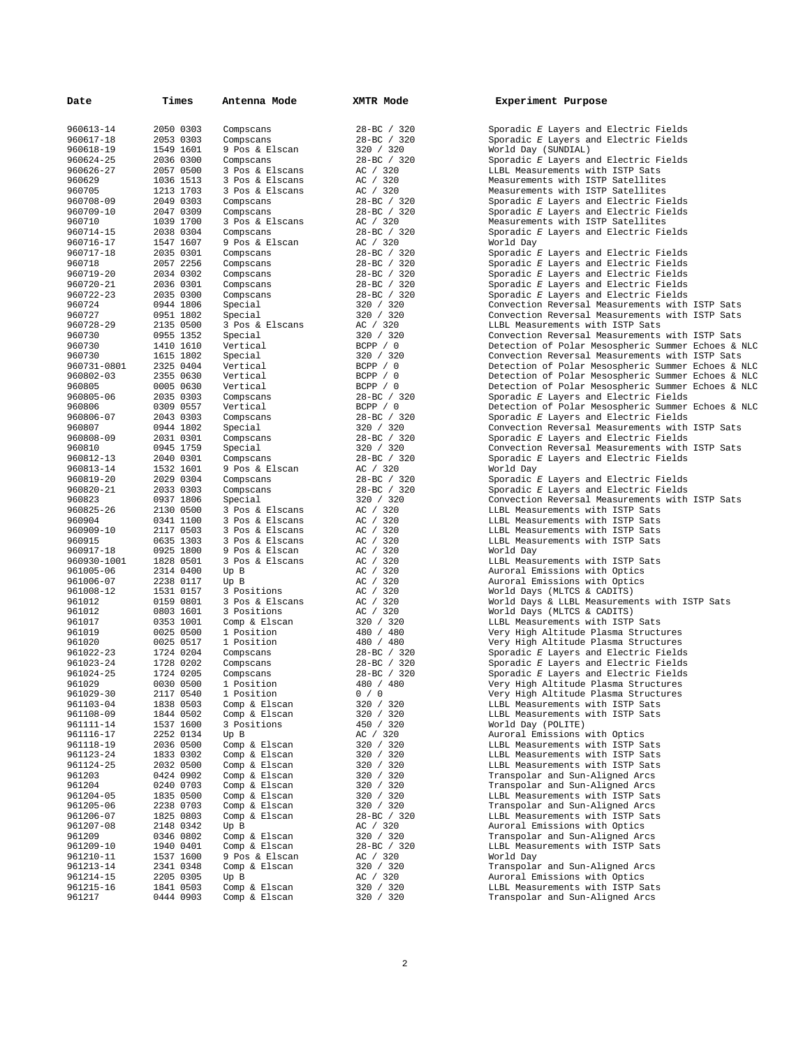| Date | Times | Antenna Mode | XMTR Mode | Experiment Purpose |
|---|---|---|---|---|
| 960613-14 | 2050 0303 | Compscans | 28-BC / 320 | Sporadic *E* Layers and Electric Fields |
| 960617-18 | 2053 0303 | Compscans | 28-BC / 320 | Sporadic *E* Layers and Electric Fields |
| 960618-19 | 1549 1601 | 9 Pos & Elscan | 320 / 320 | World Day (SUNDIAL) |
| 960624-25 | 2036 0300 | Compscans | 28-BC / 320 | Sporadic *E* Layers and Electric Fields |
| 960626-27 | 2057 0500 | 3 Pos & Elscans | AC / 320 | LLBL Measurements with ISTP Sats |
| 960629 | 1036 1513 | 3 Pos & Elscans | AC / 320 | Measurements with ISTP Satellites |
| 960705 | 1213 1703 | 3 Pos & Elscans | AC / 320 | Measurements with ISTP Satellites |
| 960708-09 | 2049 0303 | Compscans | 28-BC / 320 | Sporadic *E* Layers and Electric Fields |
| 960709-10 | 2047 0309 | Compscans | 28-BC / 320 | Sporadic *E* Layers and Electric Fields |
| 960710 | 1039 1700 | 3 Pos & Elscans | AC / 320 | Measurements with ISTP Satellites |
| 960714-15 | 2038 0304 | Compscans | 28-BC / 320 | Sporadic *E* Layers and Electric Fields |
| 960716-17 | 1547 1607 | 9 Pos & Elscan | AC / 320 | World Day |
| 960717-18 | 2035 0301 | Compscans | 28-BC / 320 | Sporadic *E* Layers and Electric Fields |
| 960718 | 2057 2256 | Compscans | 28-BC / 320 | Sporadic *E* Layers and Electric Fields |
| 960719-20 | 2034 0302 | Compscans | 28-BC / 320 | Sporadic *E* Layers and Electric Fields |
| 960720-21 | 2036 0301 | Compscans | 28-BC / 320 | Sporadic *E* Layers and Electric Fields |
| 960722-23 | 2035 0300 | Compscans | 28-BC / 320 | Sporadic *E* Layers and Electric Fields |
| 960724 | 0944 1806 | Special | 320 / 320 | Convection Reversal Measurements with ISTP Sats |
| 960727 | 0951 1802 | Special | 320 / 320 | Convection Reversal Measurements with ISTP Sats |
| 960728-29 | 2135 0500 | 3 Pos & Elscans | AC / 320 | LLBL Measurements with ISTP Sats |
| 960730 | 0955 1352 | Special | 320 / 320 | Convection Reversal Measurements with ISTP Sats |
| 960730 | 1410 1610 | Vertical | BCPP / 0 | Detection of Polar Mesospheric Summer Echoes & NLC |
| 960730 | 1615 1802 | Special | 320 / 320 | Convection Reversal Measurements with ISTP Sats |
| 960731-0801 | 2325 0404 | Vertical | BCPP / 0 | Detection of Polar Mesospheric Summer Echoes & NLC |
| 960802-03 | 2355 0630 | Vertical | BCPP / 0 | Detection of Polar Mesospheric Summer Echoes & NLC |
| 960805 | 0005 0630 | Vertical | BCPP / 0 | Detection of Polar Mesospheric Summer Echoes & NLC |
| 960805-06 | 2035 0303 | Compscans | 28-BC / 320 | Sporadic *E* Layers and Electric Fields |
| 960806 | 0309 0557 | Vertical | BCPP / 0 | Detection of Polar Mesospheric Summer Echoes & NLC |
| 960806-07 | 2043 0303 | Compscans | 28-BC / 320 | Sporadic *E* Layers and Electric Fields |
| 960807 | 0944 1802 | Special | 320 / 320 | Convection Reversal Measurements with ISTP Sats |
| 960808-09 | 2031 0301 | Compscans | 28-BC / 320 | Sporadic *E* Layers and Electric Fields |
| 960810 | 0945 1759 | Special | 320 / 320 | Convection Reversal Measurements with ISTP Sats |
| 960812-13 | 2040 0301 | Compscans | 28-BC / 320 | Sporadic *E* Layers and Electric Fields |
| 960813-14 | 1532 1601 | 9 Pos & Elscan | AC / 320 | World Day |
| 960819-20 | 2029 0304 | Compscans | 28-BC / 320 | Sporadic *E* Layers and Electric Fields |
| 960820-21 | 2033 0303 | Compscans | 28-BC / 320 | Sporadic *E* Layers and Electric Fields |
| 960823 | 0937 1806 | Special | 320 / 320 | Convection Reversal Measurements with ISTP Sats |
| 960825-26 | 2130 0500 | 3 Pos & Elscans | AC / 320 | LLBL Measurements with ISTP Sats |
| 960904 | 0341 1100 | 3 Pos & Elscans | AC / 320 | LLBL Measurements with ISTP Sats |
| 960909-10 | 2117 0503 | 3 Pos & Elscans | AC / 320 | LLBL Measurements with ISTP Sats |
| 960915 | 0635 1303 | 3 Pos & Elscans | AC / 320 | LLBL Measurements with ISTP Sats |
| 960917-18 | 0925 1800 | 9 Pos & Elscan | AC / 320 | World Day |
| 960930-1001 | 1828 0501 | 3 Pos & Elscans | AC / 320 | LLBL Measurements with ISTP Sats |
| 961005-06 | 2314 0400 | Up B | AC / 320 | Auroral Emissions with Optics |
| 961006-07 | 2238 0117 | Up B | AC / 320 | Auroral Emissions with Optics |
| 961008-12 | 1531 0157 | 3 Positions | AC / 320 | World Days (MLTCS & CADITS) |
| 961012 | 0159 0801 | 3 Pos & Elscans | AC / 320 | World Days & LLBL Measurements with ISTP Sats |
| 961012 | 0803 1601 | 3 Positions | AC / 320 | World Days (MLTCS & CADITS) |
| 961017 | 0353 1001 | Comp & Elscan | 320 / 320 | LLBL Measurements with ISTP Sats |
| 961019 | 0025 0500 | 1 Position | 480 / 480 | Very High Altitude Plasma Structures |
| 961020 | 0025 0517 | 1 Position | 480 / 480 | Very High Altitude Plasma Structures |
| 961022-23 | 1724 0204 | Compscans | 28-BC / 320 | Sporadic *E* Layers and Electric Fields |
| 961023-24 | 1728 0202 | Compscans | 28-BC / 320 | Sporadic *E* Layers and Electric Fields |
| 961024-25 | 1724 0205 | Compscans | 28-BC / 320 | Sporadic *E* Layers and Electric Fields |
| 961029 | 0030 0500 | 1 Position | 480 / 480 | Very High Altitude Plasma Structures |
| 961029-30 | 2117 0540 | 1 Position | 0 / 0 | Very High Altitude Plasma Structures |
| 961103-04 | 1838 0503 | Comp & Elscan | 320 / 320 | LLBL Measurements with ISTP Sats |
| 961108-09 | 1844 0502 | Comp & Elscan | 320 / 320 | LLBL Measurements with ISTP Sats |
| 961111-14 | 1537 1600 | 3 Positions | 450 / 320 | World Day (POLITE) |
| 961116-17 | 2252 0134 | Up B | AC / 320 | Auroral Emissions with Optics |
| 961118-19 | 2036 0500 | Comp & Elscan | 320 / 320 | LLBL Measurements with ISTP Sats |
| 961123-24 | 1833 0302 | Comp & Elscan | 320 / 320 | LLBL Measurements with ISTP Sats |
| 961124-25 | 2032 0500 | Comp & Elscan | 320 / 320 | LLBL Measurements with ISTP Sats |
| 961203 | 0424 0902 | Comp & Elscan | 320 / 320 | Transpolar and Sun-Aligned Arcs |
| 961204 | 0240 0703 | Comp & Elscan | 320 / 320 | Transpolar and Sun-Aligned Arcs |
| 961204-05 | 1835 0500 | Comp & Elscan | 320 / 320 | LLBL Measurements with ISTP Sats |
| 961205-06 | 2238 0703 | Comp & Elscan | 320 / 320 | Transpolar and Sun-Aligned Arcs |
| 961206-07 | 1825 0803 | Comp & Elscan | 28-BC / 320 | LLBL Measurements with ISTP Sats |
| 961207-08 | 2148 0342 | Up B | AC / 320 | Auroral Emissions with Optics |
| 961209 | 0346 0802 | Comp & Elscan | 320 / 320 | Transpolar and Sun-Aligned Arcs |
| 961209-10 | 1940 0401 | Comp & Elscan | 28-BC / 320 | LLBL Measurements with ISTP Sats |
| 961210-11 | 1537 1600 | 9 Pos & Elscan | AC / 320 | World Day |
| 961213-14 | 2341 0348 | Comp & Elscan | 320 / 320 | Transpolar and Sun-Aligned Arcs |
| 961214-15 | 2205 0305 | Up B | AC / 320 | Auroral Emissions with Optics |
| 961215-16 | 1841 0503 | Comp & Elscan | 320 / 320 | LLBL Measurements with ISTP Sats |
| 961217 | 0444 0903 | Comp & Elscan | 320 / 320 | Transpolar and Sun-Aligned Arcs |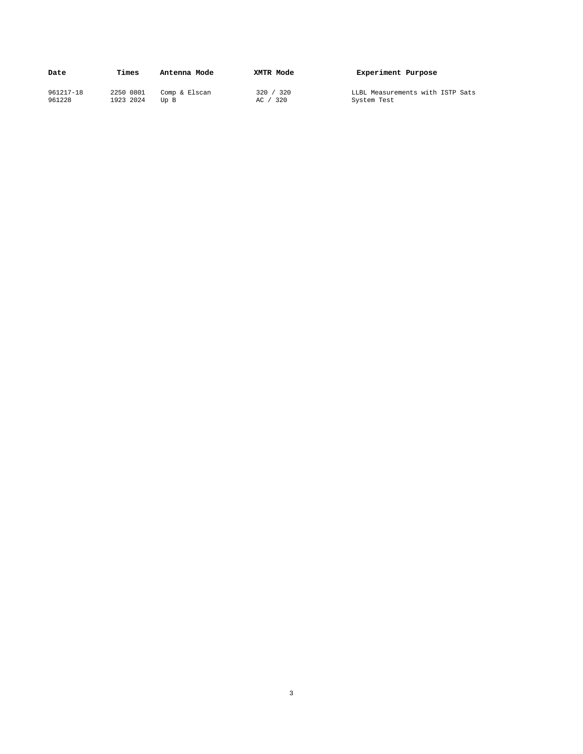| Date | Times | Antenna Mode | XMTR Mode | Experiment Purpose |
|---|---|---|---|---|
| 961217-18 | 2250 0801 | Comp & Elscan | 320 / 320 | LLBL Measurements with ISTP Sats |
| 961228 | 1923 2024 | Up B | AC / 320 | System Test |